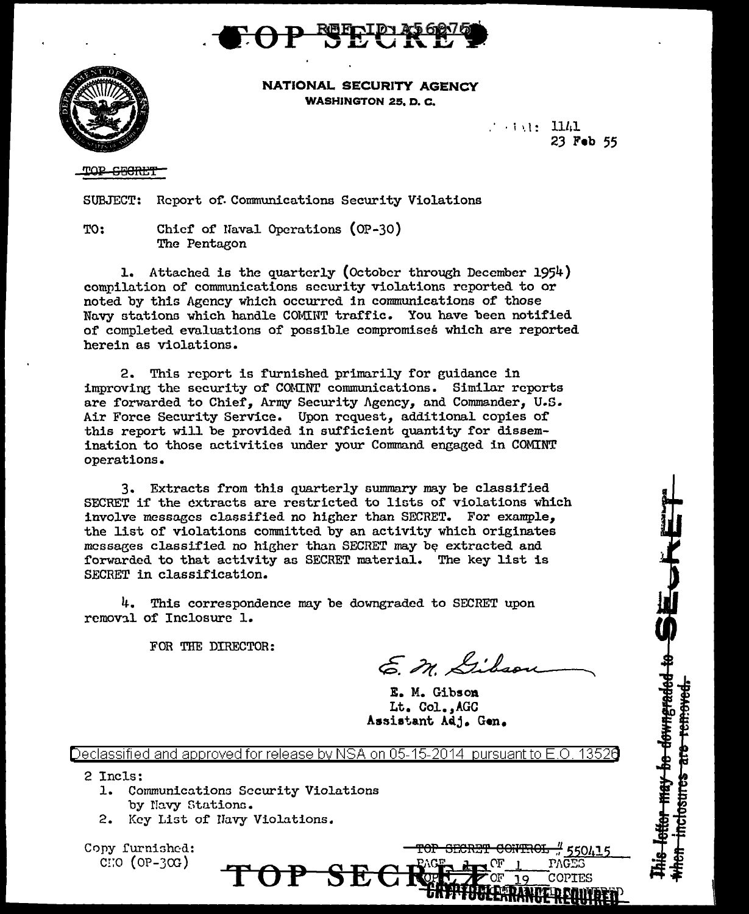TOP SECRET

REF ID:A56875

NATIONAL SECURITY AGENCY
WASHINGTON 25, D. C.

Serial: 1141
23 Feb 55

~~TOP SECRET~~

SUBJECT: Report of Communications Security Violations

TO: Chief of Naval Operations (OP-30)
The Pentagon

1. Attached is the quarterly (October through December 1954) compilation of communications security violations reported to or noted by this Agency which occurred in communications of those Navy stations which handle COMINT traffic. You have been notified of completed evaluations of possible compromises which are reported herein as violations.

2. This report is furnished primarily for guidance in improving the security of COMINT communications. Similar reports are forwarded to Chief, Army Security Agency, and Commander, U.S. Air Force Security Service. Upon request, additional copies of this report will be provided in sufficient quantity for dissemination to those activities under your Command engaged in COMINT operations.

3. Extracts from this quarterly summary may be classified SECRET if the extracts are restricted to lists of violations which involve messages classified no higher than SECRET. For example, the list of violations committed by an activity which originates messages classified no higher than SECRET may be extracted and forwarded to that activity as SECRET material. The key list is SECRET in classification.

4. This correspondence may be downgraded to SECRET upon removal of Inclosure 1.

FOR THE DIRECTOR:

E. M. Gibson

E. M. Gibson
Lt. Col., AGC
Assistant Adj. Gen.

Declassified and approved for release by NSA on 05-15-2014 pursuant to E.O. 13526

2 Incls:
1. Communications Security Violations by Navy Stations.
2. Key List of Navy Violations.

Copy furnished:
CNO (OP-30G)

~~TOP SECRET CONTROL~~ # 550415
PAGE 1 OF 1 PAGES
COPY OF 19 COPIES
CRYPTOCLEARANCE REQUIRED

TOP SECRET

~~This letter may be downgraded to SECRET when inclosures are removed.~~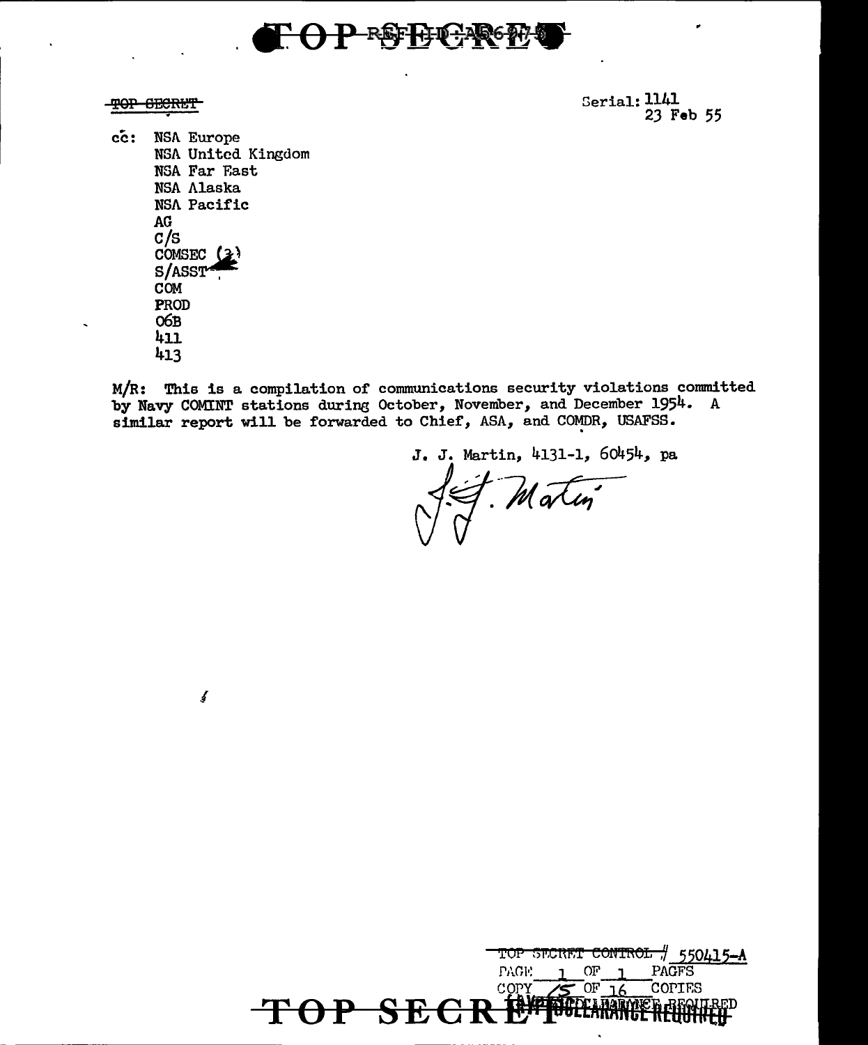TOP SECRET REF ID:A56974

~~TOP SECRET~~

Serial: 1141
23 Feb 55

cc: NSA Europe
NSA United Kingdom
NSA Far East
NSA Alaska
NSA Pacific
AG
C/S
COMSEC (2)
S/ASST
COM
PROD
06B
411
413

M/R: This is a compilation of communications security violations committed by Navy COMINT stations during October, November, and December 1954. A similar report will be forwarded to Chief, ASA, and COMDR, USAFSS.

J. J. Martin, 4131-1, 60454, pa

J. J. Martin

TOP SECRET CONTROL # 550415-A
PAGE 1 OF 1 PAGES
COPY 15 OF 16 COPIES

TOP SECRET CAW CLEARANCE REQUIRED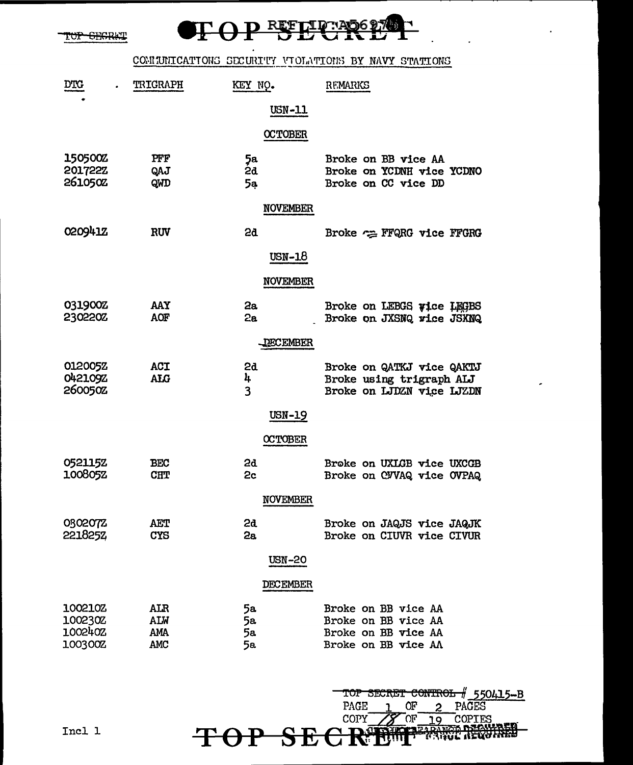TOP SECRET

REF ID:A56975

# COMMUNICATIONS SECURITY VIOLATIONS BY NAVY STATIONS

| DTG | TRIGRAPH | KEY NO. | REMARKS |
|---|---|---|---|
| | | **USN-11** | |
| | | **OCTOBER** | |
| 150500Z | PFF | 5a | Broke on BB vice AA |
| 201722Z | QAJ | 2d | Broke on YCDNH vice YCDNO |
| 261050Z | QWD | 5a | Broke on CC vice DD |
| | | **NOVEMBER** | |
| 020941Z | RUV | 2d | Broke on FFQRG vice FFGRG |
| | | **USN-18** | |
| | | **NOVEMBER** | |
| 031900Z | AAY | 2a | Broke on LEBGS vice LEGBS |
| 230220Z | AOF | 2a | Broke on JXSNQ vice JSXNQ |
| | | **DECEMBER** | |
| 012005Z | ACI | 2d | Broke on QATKJ vice QAKTJ |
| 042109Z | ALG | 4 | Broke using trigraph ALJ |
| 260050Z | | 3 | Broke on LJDZN vice LJZDN |
| | | **USN-19** | |
| | | **OCTOBER** | |
| 052115Z | BEC | 2d | Broke on UXLGB vice UXCGB |
| 100805Z | CHT | 2c | Broke on CVVAQ vice OVPAQ |
| | | **NOVEMBER** | |
| 080207Z | AET | 2d | Broke on JAQJS vice JAQJK |
| 221825Z | CYS | 2a | Broke on CIUVR vice CIVUR |
| | | **USN-20** | |
| | | **DECEMBER** | |
| 100210Z | ALR | 5a | Broke on BB vice AA |
| 100230Z | ALW | 5a | Broke on BB vice AA |
| 100240Z | AMA | 5a | Broke on BB vice AA |
| 100300Z | AMC | 5a | Broke on BB vice AA |

TOP SECRET CONTROL # 550415-B
PAGE 1 OF 2 PAGES
COPY 18 OF 19 COPIES

Incl 1

TOP SECRET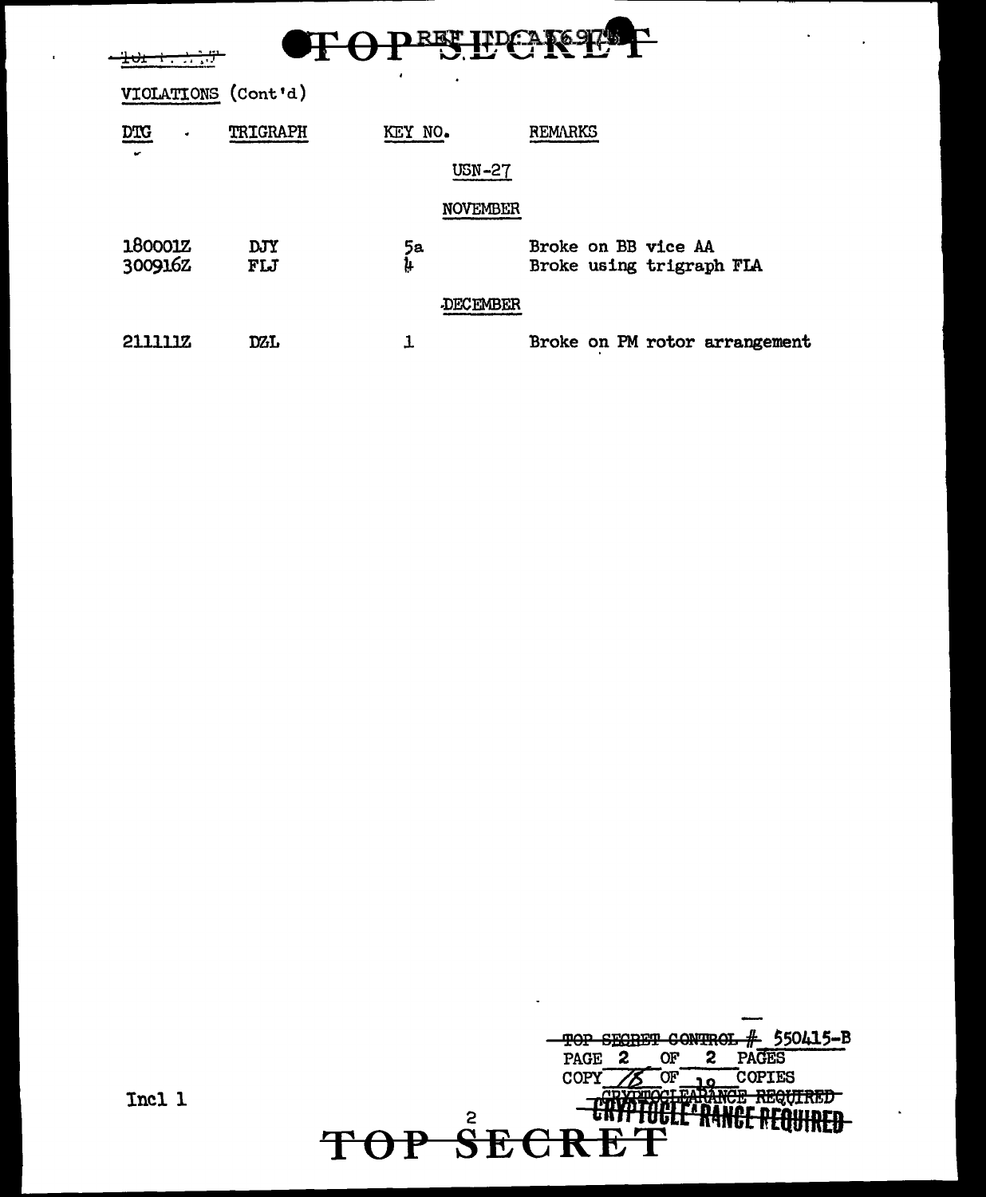TOP SECRET

VIOLATIONS (Cont'd)

| DTG | TRIGRAPH | KEY NO. | REMARKS |
|---|---|---|---|
| | | USN-27 | |
| | | NOVEMBER | |
| 180001Z | DJY | 5a | Broke on BB vice AA |
| 300916Z | FLJ | 4 | Broke using trigraph FLA |
| | | DECEMBER | |
| 211111Z | DZL | 1 | Broke on PM rotor arrangement |

Incl 1

~~TOP SECRET CONTROL~~ # 550415-B
PAGE 2 OF 2 PAGES
COPY 15 OF 19 COPIES
~~CRYPTOCLEARANCE REQUIRED~~

TOP SECRET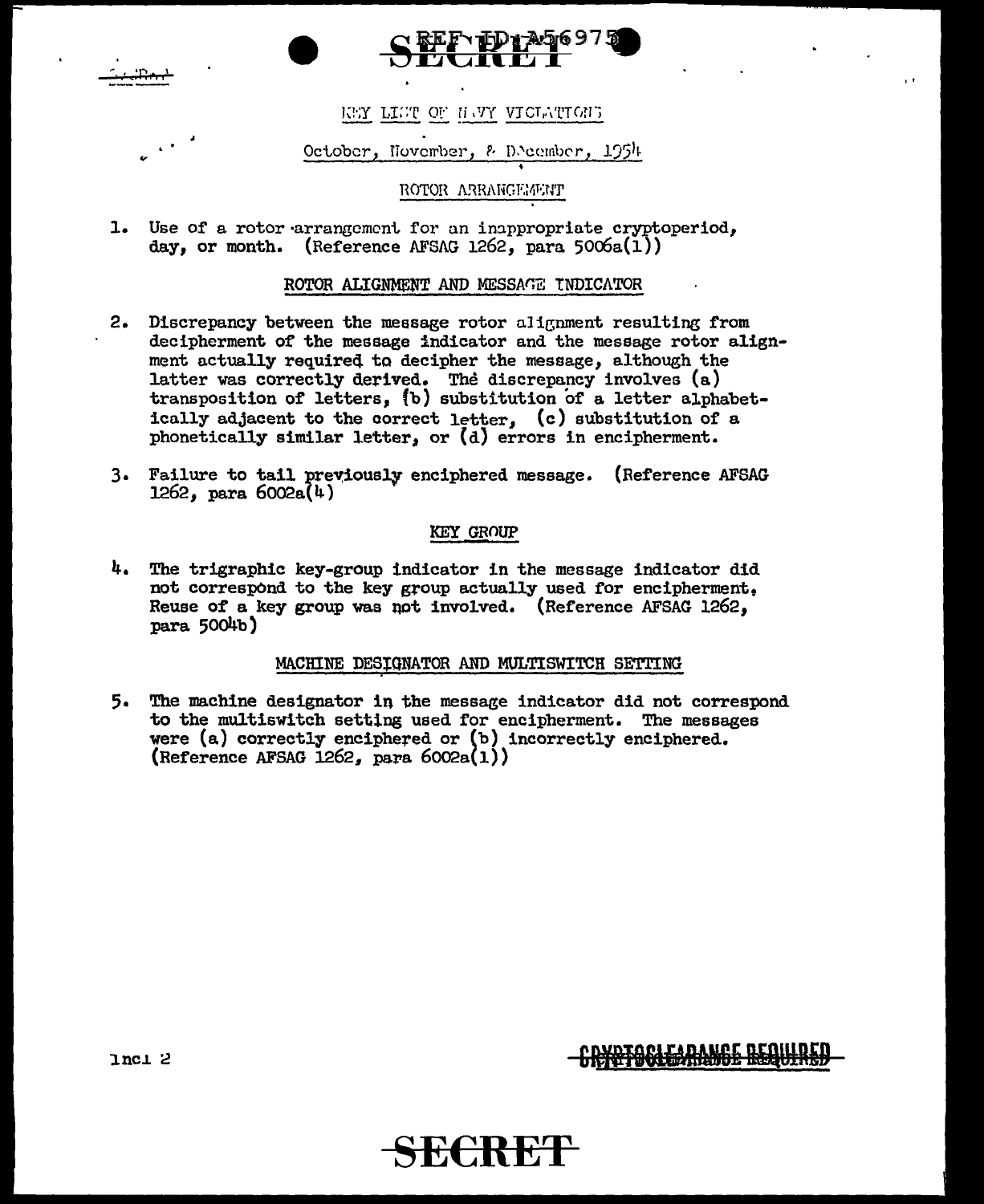SECRET

KEY LIST OF NAVY VIOLATIONS

October, November, & December, 1954

ROTOR ARRANGEMENT

1. Use of a rotor arrangement for an inappropriate cryptoperiod, day, or month. (Reference AFSAG 1262, para 5006a(1))

ROTOR ALIGNMENT AND MESSAGE INDICATOR

2. Discrepancy between the message rotor alignment resulting from decipherment of the message indicator and the message rotor alignment actually required to decipher the message, although the latter was correctly derived. The discrepancy involves (a) transposition of letters, (b) substitution of a letter alphabetically adjacent to the correct letter, (c) substitution of a phonetically similar letter, or (d) errors in encipherment.

3. Failure to tail previously enciphered message. (Reference AFSAG 1262, para 6002a(4)

KEY GROUP

4. The trigraphic key-group indicator in the message indicator did not correspond to the key group actually used for encipherment. Reuse of a key group was not involved. (Reference AFSAG 1262, para 5004b)

MACHINE DESIGNATOR AND MULTISWITCH SETTING

5. The machine designator in the message indicator did not correspond to the multiswitch setting used for encipherment. The messages were (a) correctly enciphered or (b) incorrectly enciphered. (Reference AFSAG 1262, para 6002a(1))

Incl 2

CRYPTOCLEARANCE REQUIRED

SECRET